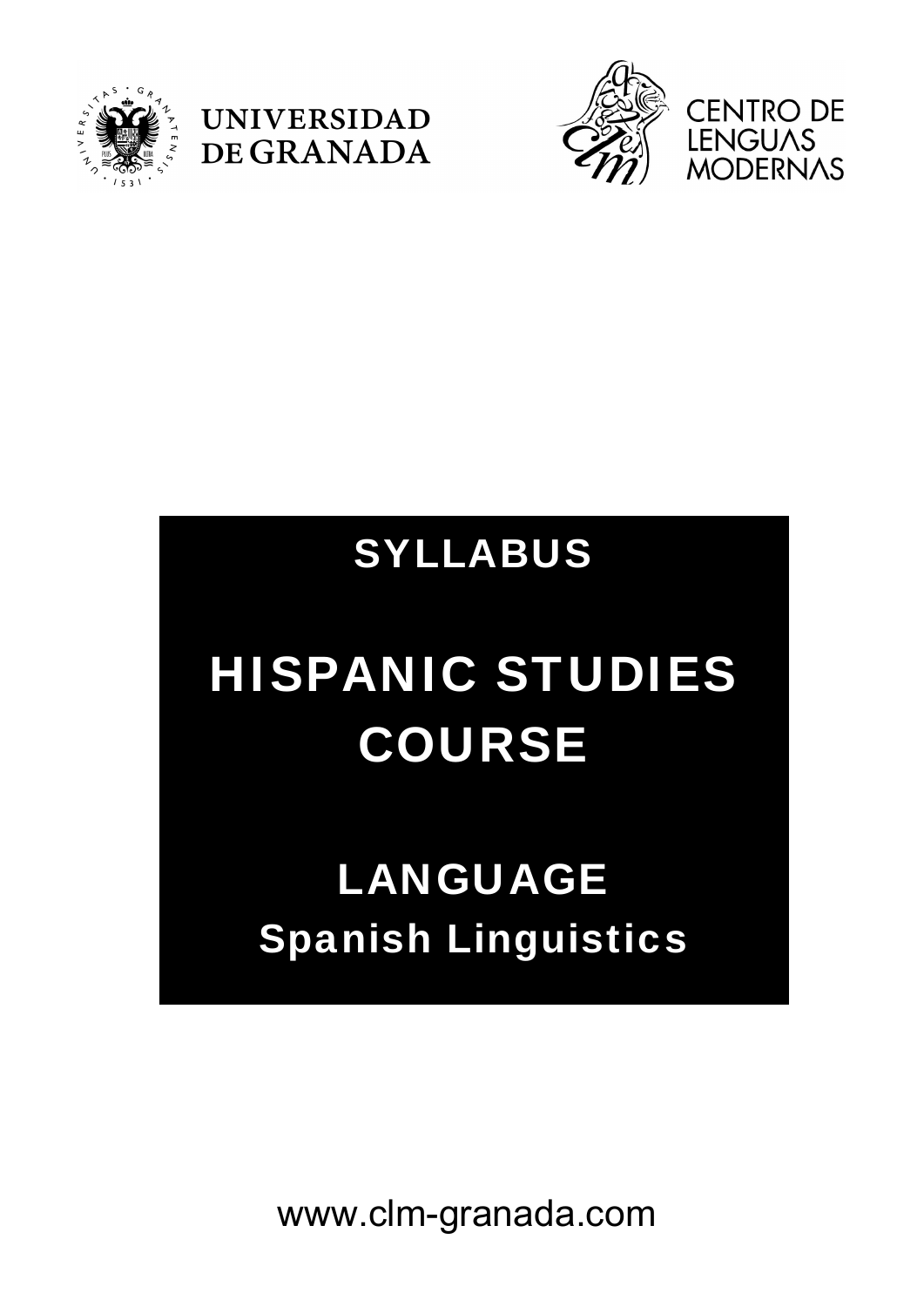UNIVERSIDAD DE GRANADA

CENTRO DE LENGUAS MODERNAS

# SYLLABUS

# HISPANIC STUDIES COURSE

## LANGUAGE

## Spanish Linguistics

www.clm-granada.com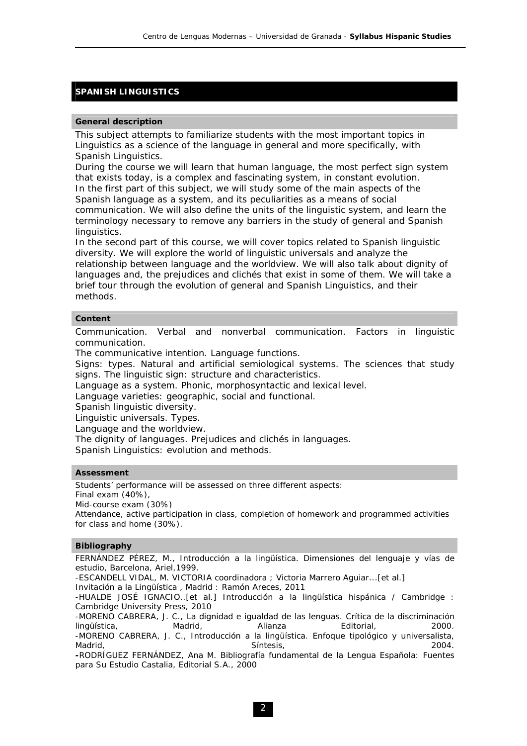## SPANISH LINGUISTICS

### General description

This subject attempts to familiarize students with the most important topics in Linguistics as a science of the language in general and more specifically, with Spanish Linguistics.

During the course we will learn that human language, the most perfect sign system that exists today, is a complex and fascinating system, in constant evolution.

In the first part of this subject, we will study some of the main aspects of the Spanish language as a system, and its peculiarities as a means of social communication. We will also define the units of the linguistic system, and learn the terminology necessary to remove any barriers in the study of general and Spanish linguistics.

In the second part of this course, we will cover topics related to Spanish linguistic diversity. We will explore the world of linguistic universals and analyze the relationship between language and the worldview. We will also talk about dignity of languages and, the prejudices and clichés that exist in some of them. We will take a brief tour through the evolution of general and Spanish Linguistics, and their methods.

### Content

Communication. Verbal and nonverbal communication. Factors in linguistic communication.

The communicative intention. Language functions.

Signs: types. Natural and artificial semiological systems. The sciences that study signs. The linguistic sign: structure and characteristics.

Language as a system. Phonic, morphosyntactic and lexical level.

Language varieties: geographic, social and functional.

Spanish linguistic diversity.

Linguistic universals. Types.

Language and the worldview.

The dignity of languages. Prejudices and clichés in languages.

Spanish Linguistics: evolution and methods.

### Assessment

Students' performance will be assessed on three different aspects:

Final exam (40%),

Mid-course exam (30%)

Attendance, active participation in class, completion of homework and programmed activities for class and home (30%).

### Bibliography

FERNÁNDEZ PÉREZ, M., Introducción a la lingüística. Dimensiones del lenguaje y vías de estudio, Barcelona, Ariel,1999.

-ESCANDELL VIDAL, M. VICTORIA coordinadora ; Victoria Marrero Aguiar...[et al.]
Invitación a la Lingüística , Madrid : Ramón Areces, 2011

-HUALDE JOSÉ IGNACIO..[et al.] Introducción a la lingüística hispánica / Cambridge : Cambridge University Press, 2010

-MORENO CABRERA, J. C., La dignidad e igualdad de las lenguas. Crítica de la discriminación lingüística, Madrid, Alianza Editorial, 2000.

-MORENO CABRERA, J. C., Introducción a la lingüística. Enfoque tipológico y universalista, Madrid, Síntesis, 2004.

-RODRÍGUEZ FERNÁNDEZ, Ana M. Bibliografía fundamental de la Lengua Española: Fuentes para Su Estudio Castalia, Editorial S.A., 2000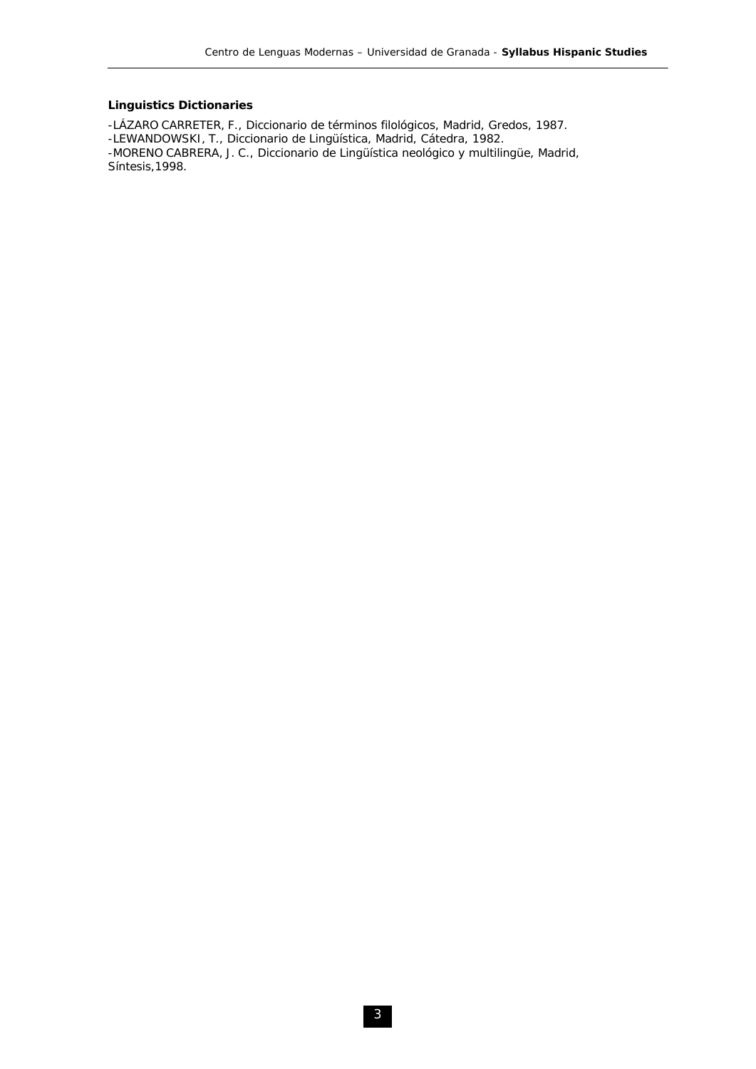**Linguistics Dictionaries**

-LÁZARO CARRETER, F., Diccionario de términos filológicos, Madrid, Gredos, 1987.
-LEWANDOWSKI, T., Diccionario de Lingüística, Madrid, Cátedra, 1982.
-MORENO CABRERA, J. C., Diccionario de Lingüística neológico y multilingüe, Madrid, Síntesis,1998.